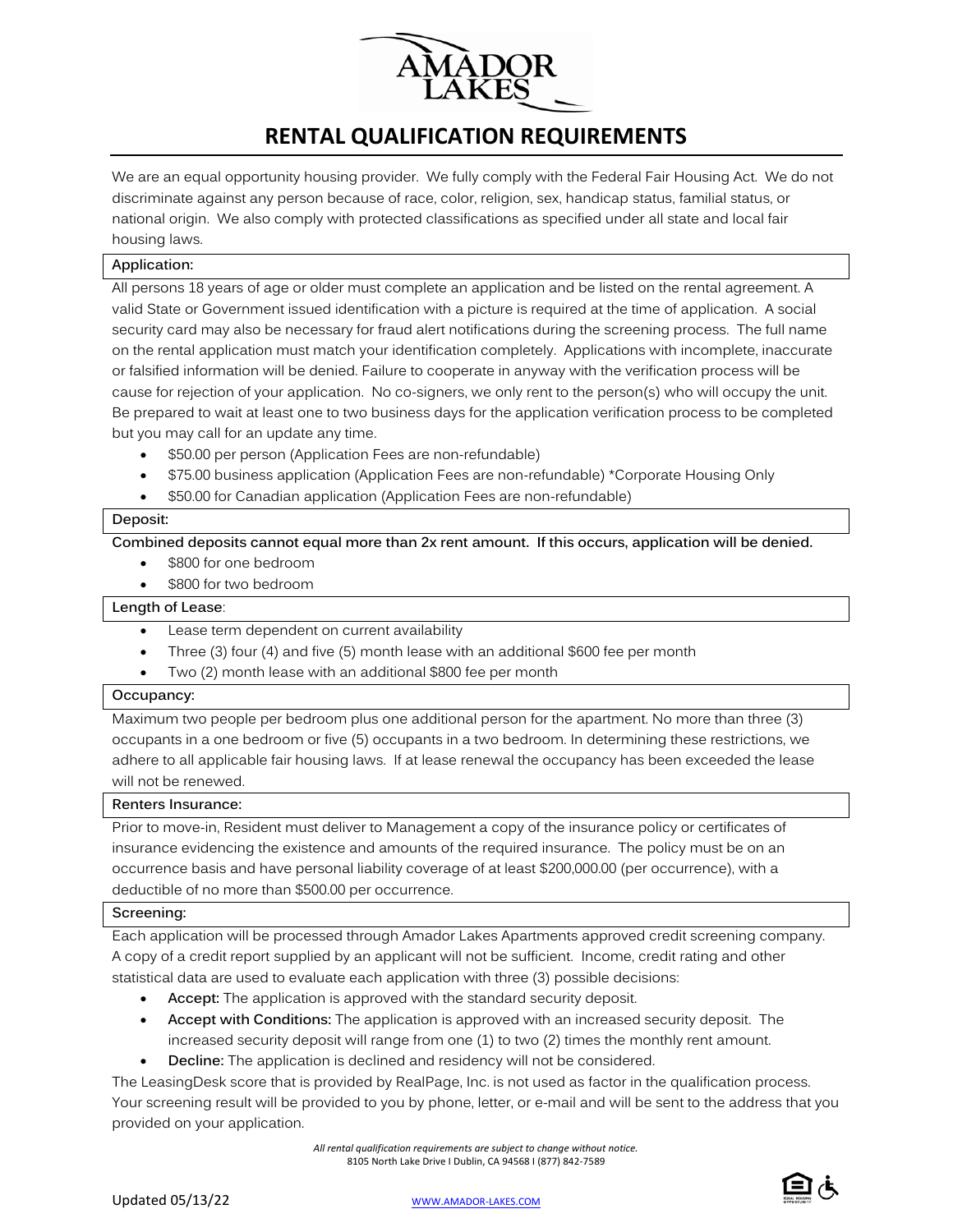# AMADOR LAKES

## RENTAL QUALIFICATION REQUIREMENTS

We are an equal opportunity housing provider. We fully comply with the Federal Fair Housing Act. We do not discriminate against any person because of race, color, religion, sex, handicap status, familial status, or national origin. We also comply with protected classifications as specified under all state and local fair housing laws.

### Application:

All persons 18 years of age or older must complete an application and be listed on the rental agreement. A valid State or Government issued identification with a picture is required at the time of application. A social security card may also be necessary for fraud alert notifications during the screening process. The full name on the rental application must match your identification completely. Applications with incomplete, inaccurate or falsified information will be denied. Failure to cooperate in anyway with the verification process will be cause for rejection of your application. No co-signers, we only rent to the person(s) who will occupy the unit. Be prepared to wait at least one to two business days for the application verification process to be completed but you may call for an update any time.

- $50.00 per person (Application Fees are non-refundable)
- $75.00 business application (Application Fees are non-refundable) *Corporate Housing Only
- $50.00 for Canadian application (Application Fees are non-refundable)

### Deposit:

**Combined deposits cannot equal more than 2x rent amount. If this occurs, application will be denied.**

- $800 for one bedroom
- $800 for two bedroom

### Length of Lease:

- Lease term dependent on current availability
- Three (3) four (4) and five (5) month lease with an additional $600 fee per month
- Two (2) month lease with an additional $800 fee per month

### Occupancy:

Maximum two people per bedroom plus one additional person for the apartment. No more than three (3) occupants in a one bedroom or five (5) occupants in a two bedroom. In determining these restrictions, we adhere to all applicable fair housing laws. If at lease renewal the occupancy has been exceeded the lease will not be renewed.

### Renters Insurance:

Prior to move-in, Resident must deliver to Management a copy of the insurance policy or certificates of insurance evidencing the existence and amounts of the required insurance. The policy must be on an occurrence basis and have personal liability coverage of at least $200,000.00 (per occurrence), with a deductible of no more than $500.00 per occurrence.

### Screening:

Each application will be processed through Amador Lakes Apartments approved credit screening company. A copy of a credit report supplied by an applicant will not be sufficient. Income, credit rating and other statistical data are used to evaluate each application with three (3) possible decisions:

- **Accept:** The application is approved with the standard security deposit.
- **Accept with Conditions:** The application is approved with an increased security deposit. The increased security deposit will range from one (1) to two (2) times the monthly rent amount.
- **Decline:** The application is declined and residency will not be considered.

The LeasingDesk score that is provided by RealPage, Inc. is not used as factor in the qualification process. Your screening result will be provided to you by phone, letter, or e-mail and will be sent to the address that you provided on your application.

*All rental qualification requirements are subject to change without notice.*
8105 North Lake Drive I Dublin, CA 94568 I (877) 842-7589

Updated 05/13/22

WWW.AMADOR-LAKES.COM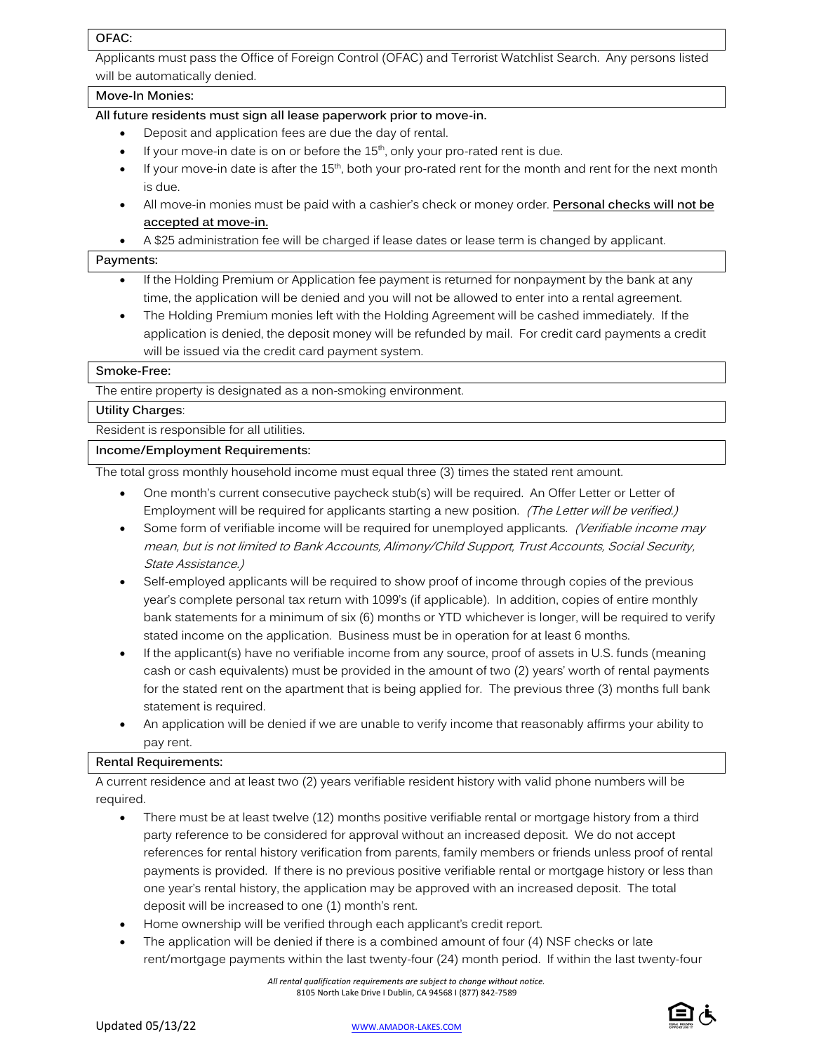**OFAC:**

Applicants must pass the Office of Foreign Control (OFAC) and Terrorist Watchlist Search. Any persons listed will be automatically denied.

**Move-In Monies:**

**All future residents must sign all lease paperwork prior to move-in.**

- Deposit and application fees are due the day of rental.
- If your move-in date is on or before the 15th, only your pro-rated rent is due.
- If your move-in date is after the 15th, both your pro-rated rent for the month and rent for the next month is due.
- All move-in monies must be paid with a cashier's check or money order. **Personal checks will not be accepted at move-in.**
- A $25 administration fee will be charged if lease dates or lease term is changed by applicant.

**Payments:**

- If the Holding Premium or Application fee payment is returned for nonpayment by the bank at any time, the application will be denied and you will not be allowed to enter into a rental agreement.
- The Holding Premium monies left with the Holding Agreement will be cashed immediately. If the application is denied, the deposit money will be refunded by mail. For credit card payments a credit will be issued via the credit card payment system.

**Smoke-Free:**

The entire property is designated as a non-smoking environment.

**Utility Charges:**

Resident is responsible for all utilities.

**Income/Employment Requirements:**

The total gross monthly household income must equal three (3) times the stated rent amount.

- One month's current consecutive paycheck stub(s) will be required. An Offer Letter or Letter of Employment will be required for applicants starting a new position. *(The Letter will be verified.)*
- Some form of verifiable income will be required for unemployed applicants. *(Verifiable income may mean, but is not limited to Bank Accounts, Alimony/Child Support, Trust Accounts, Social Security, State Assistance.)*
- Self-employed applicants will be required to show proof of income through copies of the previous year's complete personal tax return with 1099's (if applicable). In addition, copies of entire monthly bank statements for a minimum of six (6) months or YTD whichever is longer, will be required to verify stated income on the application. Business must be in operation for at least 6 months.
- If the applicant(s) have no verifiable income from any source, proof of assets in U.S. funds (meaning cash or cash equivalents) must be provided in the amount of two (2) years' worth of rental payments for the stated rent on the apartment that is being applied for. The previous three (3) months full bank statement is required.
- An application will be denied if we are unable to verify income that reasonably affirms your ability to pay rent.

**Rental Requirements:**

A current residence and at least two (2) years verifiable resident history with valid phone numbers will be required.

- There must be at least twelve (12) months positive verifiable rental or mortgage history from a third party reference to be considered for approval without an increased deposit. We do not accept references for rental history verification from parents, family members or friends unless proof of rental payments is provided. If there is no previous positive verifiable rental or mortgage history or less than one year's rental history, the application may be approved with an increased deposit. The total deposit will be increased to one (1) month's rent.
- Home ownership will be verified through each applicant's credit report.
- The application will be denied if there is a combined amount of four (4) NSF checks or late rent/mortgage payments within the last twenty-four (24) month period. If within the last twenty-four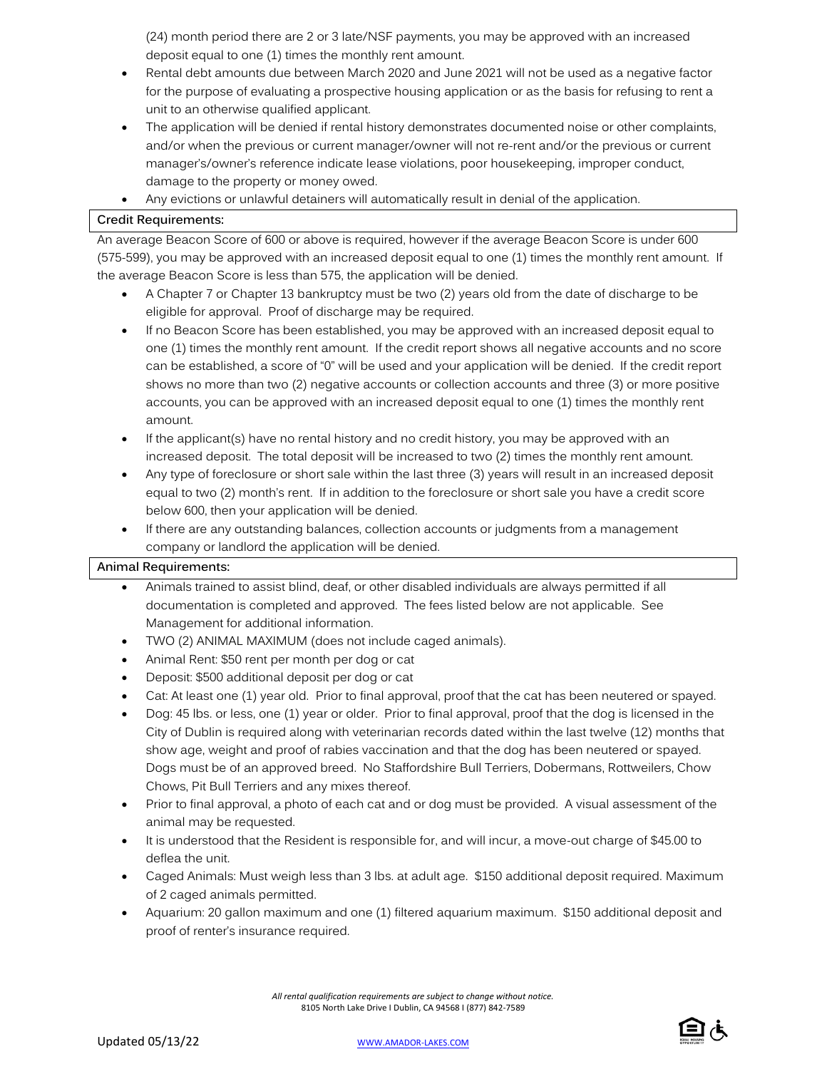(24) month period there are 2 or 3 late/NSF payments, you may be approved with an increased deposit equal to one (1) times the monthly rent amount.

- Rental debt amounts due between March 2020 and June 2021 will not be used as a negative factor for the purpose of evaluating a prospective housing application or as the basis for refusing to rent a unit to an otherwise qualified applicant.
- The application will be denied if rental history demonstrates documented noise or other complaints, and/or when the previous or current manager/owner will not re-rent and/or the previous or current manager's/owner's reference indicate lease violations, poor housekeeping, improper conduct, damage to the property or money owed.
- Any evictions or unlawful detainers will automatically result in denial of the application.

**Credit Requirements:**

An average Beacon Score of 600 or above is required, however if the average Beacon Score is under 600 (575-599), you may be approved with an increased deposit equal to one (1) times the monthly rent amount. If the average Beacon Score is less than 575, the application will be denied.

- A Chapter 7 or Chapter 13 bankruptcy must be two (2) years old from the date of discharge to be eligible for approval. Proof of discharge may be required.
- If no Beacon Score has been established, you may be approved with an increased deposit equal to one (1) times the monthly rent amount. If the credit report shows all negative accounts and no score can be established, a score of "0" will be used and your application will be denied. If the credit report shows no more than two (2) negative accounts or collection accounts and three (3) or more positive accounts, you can be approved with an increased deposit equal to one (1) times the monthly rent amount.
- If the applicant(s) have no rental history and no credit history, you may be approved with an increased deposit. The total deposit will be increased to two (2) times the monthly rent amount.
- Any type of foreclosure or short sale within the last three (3) years will result in an increased deposit equal to two (2) month's rent. If in addition to the foreclosure or short sale you have a credit score below 600, then your application will be denied.
- If there are any outstanding balances, collection accounts or judgments from a management company or landlord the application will be denied.

**Animal Requirements:**

- Animals trained to assist blind, deaf, or other disabled individuals are always permitted if all documentation is completed and approved. The fees listed below are not applicable. See Management for additional information.
- TWO (2) ANIMAL MAXIMUM (does not include caged animals).
- Animal Rent: $50 rent per month per dog or cat
- Deposit: $500 additional deposit per dog or cat
- Cat: At least one (1) year old. Prior to final approval, proof that the cat has been neutered or spayed.
- Dog: 45 lbs. or less, one (1) year or older. Prior to final approval, proof that the dog is licensed in the City of Dublin is required along with veterinarian records dated within the last twelve (12) months that show age, weight and proof of rabies vaccination and that the dog has been neutered or spayed. Dogs must be of an approved breed. No Staffordshire Bull Terriers, Dobermans, Rottweilers, Chow Chows, Pit Bull Terriers and any mixes thereof.
- Prior to final approval, a photo of each cat and or dog must be provided. A visual assessment of the animal may be requested.
- It is understood that the Resident is responsible for, and will incur, a move-out charge of $45.00 to deflea the unit.
- Caged Animals: Must weigh less than 3 lbs. at adult age. $150 additional deposit required. Maximum of 2 caged animals permitted.
- Aquarium: 20 gallon maximum and one (1) filtered aquarium maximum. $150 additional deposit and proof of renter's insurance required.

*All rental qualification requirements are subject to change without notice.*
8105 North Lake Drive I Dublin, CA 94568 I (877) 842-7589

Updated 05/13/22

WWW.AMADOR-LAKES.COM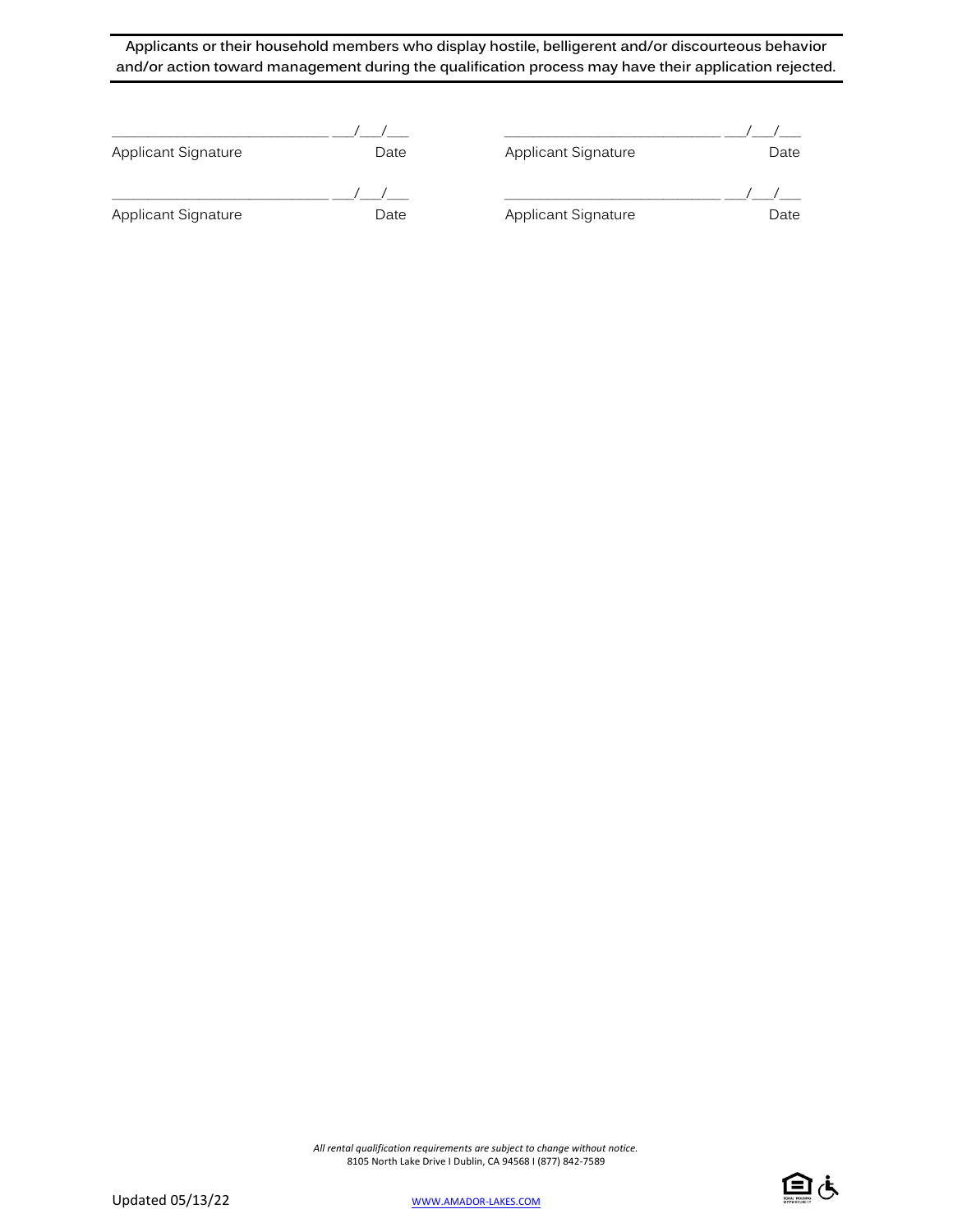**Applicants or their household members who display hostile, belligerent and/or discourteous behavior and/or action toward management during the qualification process may have their application rejected.**

| | | | |
|---|---|---|---|
| ______________________________ | ___/___/___ | ______________________________ | ___/___/___ |
| Applicant Signature | Date | Applicant Signature | Date |
| ______________________________ | ___/___/___ | ______________________________ | ___/___/___ |
| Applicant Signature | Date | Applicant Signature | Date |

*All rental qualification requirements are subject to change without notice.*

8105 North Lake Drive I Dublin, CA 94568 I (877) 842-7589

Updated 05/13/22

WWW.AMADOR-LAKES.COM